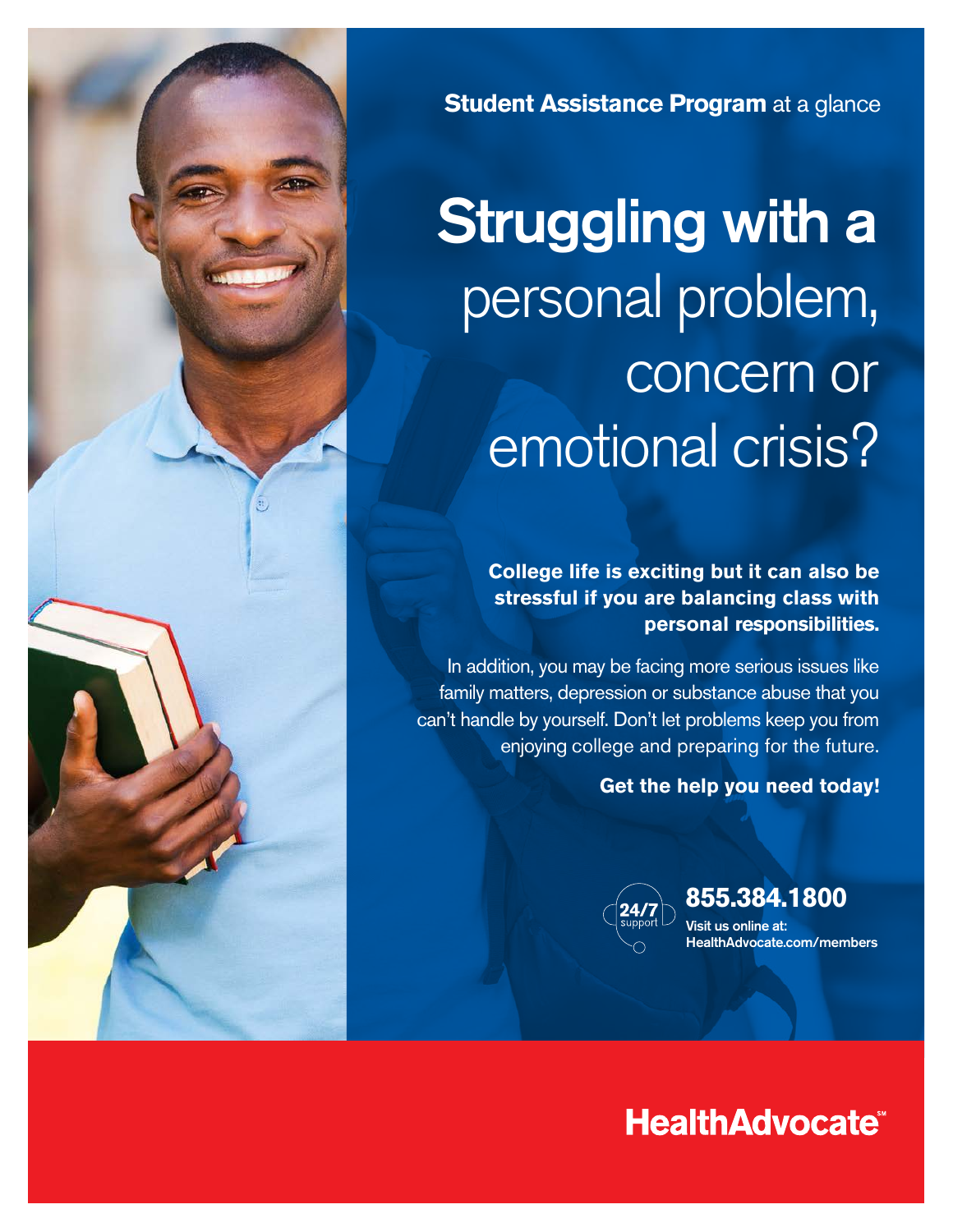**Student Assistance Program** at a glance

# Struggling with a personal problem, concern or emotional crisis?

**College life is exciting but it can also be stressful if you are balancing class with personal responsibilities.**

In addition, you may be facing more serious issues like family matters, depression or substance abuse that you can't handle by yourself. Don't let problems keep you from enjoying college and preparing for the future.

**Get the help you need today!**

24/7 support

**855.384.1800**

**Visit us online at: HealthAdvocate.com/members**

**HealthAdvocate℠**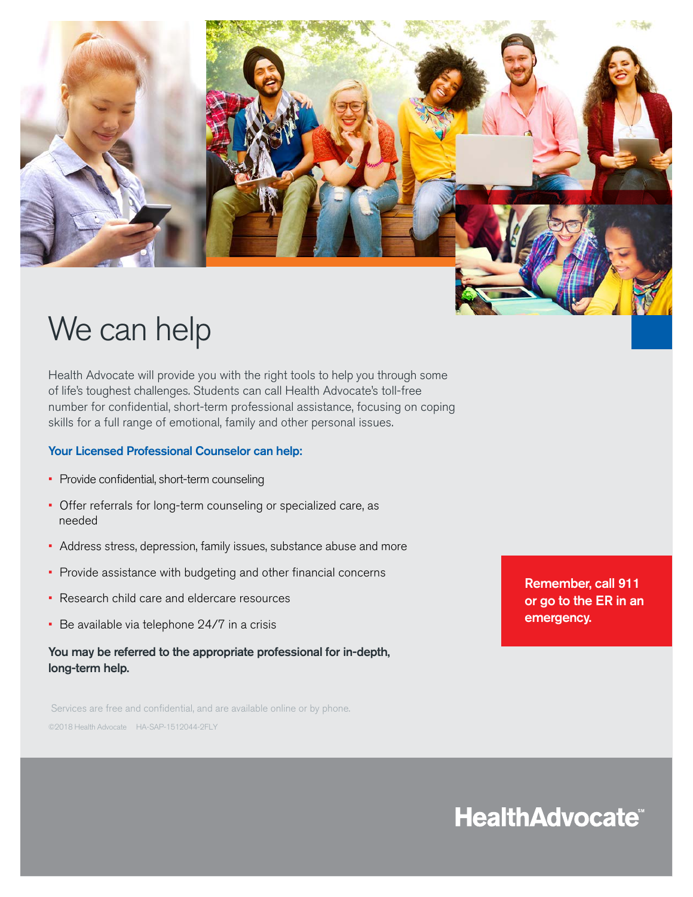# We can help

Health Advocate will provide you with the right tools to help you through some of life's toughest challenges. Students can call Health Advocate's toll-free number for confidential, short-term professional assistance, focusing on coping skills for a full range of emotional, family and other personal issues.

### Your Licensed Professional Counselor can help:

- Provide confidential, short-term counseling
- Offer referrals for long-term counseling or specialized care, as needed
- Address stress, depression, family issues, substance abuse and more
- Provide assistance with budgeting and other financial concerns
- Research child care and eldercare resources
- Be available via telephone 24/7 in a crisis

**You may be referred to the appropriate professional for in-depth, long-term help.**

**Remember, call 911 or go to the ER in an emergency.**

Services are free and confidential, and are available online or by phone.

©2018 Health Advocate HA-SAP-1512044-2FLY

HealthAdvocate℠